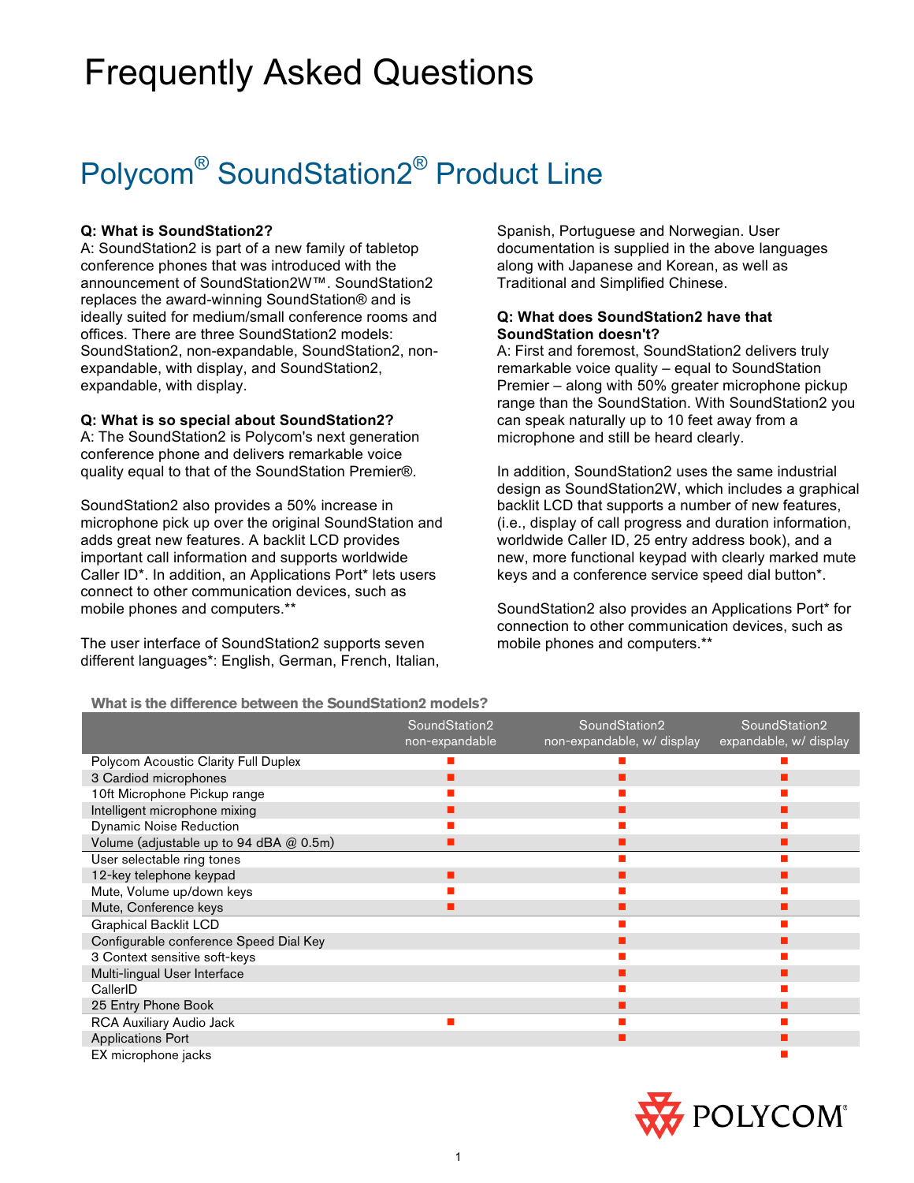# Frequently Asked Questions

## Polycom® SoundStation2® Product Line

**Q: What is SoundStation2?**
A: SoundStation2 is part of a new family of tabletop conference phones that was introduced with the announcement of SoundStation2W™. SoundStation2 replaces the award-winning SoundStation® and is ideally suited for medium/small conference rooms and offices. There are three SoundStation2 models: SoundStation2, non-expandable, SoundStation2, non-expandable, with display, and SoundStation2, expandable, with display.

**Q: What is so special about SoundStation2?**
A: The SoundStation2 is Polycom's next generation conference phone and delivers remarkable voice quality equal to that of the SoundStation Premier®.

SoundStation2 also provides a 50% increase in microphone pick up over the original SoundStation and adds great new features. A backlit LCD provides important call information and supports worldwide Caller ID*. In addition, an Applications Port* lets users connect to other communication devices, such as mobile phones and computers.**

The user interface of SoundStation2 supports seven different languages*: English, German, French, Italian, Spanish, Portuguese and Norwegian. User documentation is supplied in the above languages along with Japanese and Korean, as well as Traditional and Simplified Chinese.

**Q: What does SoundStation2 have that SoundStation doesn't?**
A: First and foremost, SoundStation2 delivers truly remarkable voice quality – equal to SoundStation Premier – along with 50% greater microphone pickup range than the SoundStation. With SoundStation2 you can speak naturally up to 10 feet away from a microphone and still be heard clearly.

In addition, SoundStation2 uses the same industrial design as SoundStation2W, which includes a graphical backlit LCD that supports a number of new features, (i.e., display of call progress and duration information, worldwide Caller ID, 25 entry address book), and a new, more functional keypad with clearly marked mute keys and a conference service speed dial button*.

SoundStation2 also provides an Applications Port* for connection to other communication devices, such as mobile phones and computers.**

**What is the difference between the SoundStation2 models?**

| | SoundStation2 non-expandable | SoundStation2 non-expandable, w/ display | SoundStation2 expandable, w/ display |
|---|---|---|---|
| Polycom Acoustic Clarity Full Duplex | ■ | ■ | ■ |
| 3 Cardiod microphones | ■ | ■ | ■ |
| 10ft Microphone Pickup range | ■ | ■ | ■ |
| Intelligent microphone mixing | ■ | ■ | ■ |
| Dynamic Noise Reduction | ■ | ■ | ■ |
| Volume (adjustable up to 94 dBA @ 0.5m) | ■ | ■ | ■ |
| User selectable ring tones | | ■ | ■ |
| 12-key telephone keypad | ■ | ■ | ■ |
| Mute, Volume up/down keys | ■ | ■ | ■ |
| Mute, Conference keys | ■ | ■ | ■ |
| Graphical Backlit LCD | | ■ | ■ |
| Configurable conference Speed Dial Key | | ■ | ■ |
| 3 Context sensitive soft-keys | | ■ | ■ |
| Multi-lingual User Interface | | ■ | ■ |
| CallerID | | ■ | ■ |
| 25 Entry Phone Book | | ■ | ■ |
| RCA Auxiliary Audio Jack | ■ | ■ | ■ |
| Applications Port | | ■ | ■ |
| EX microphone jacks | | | ■ |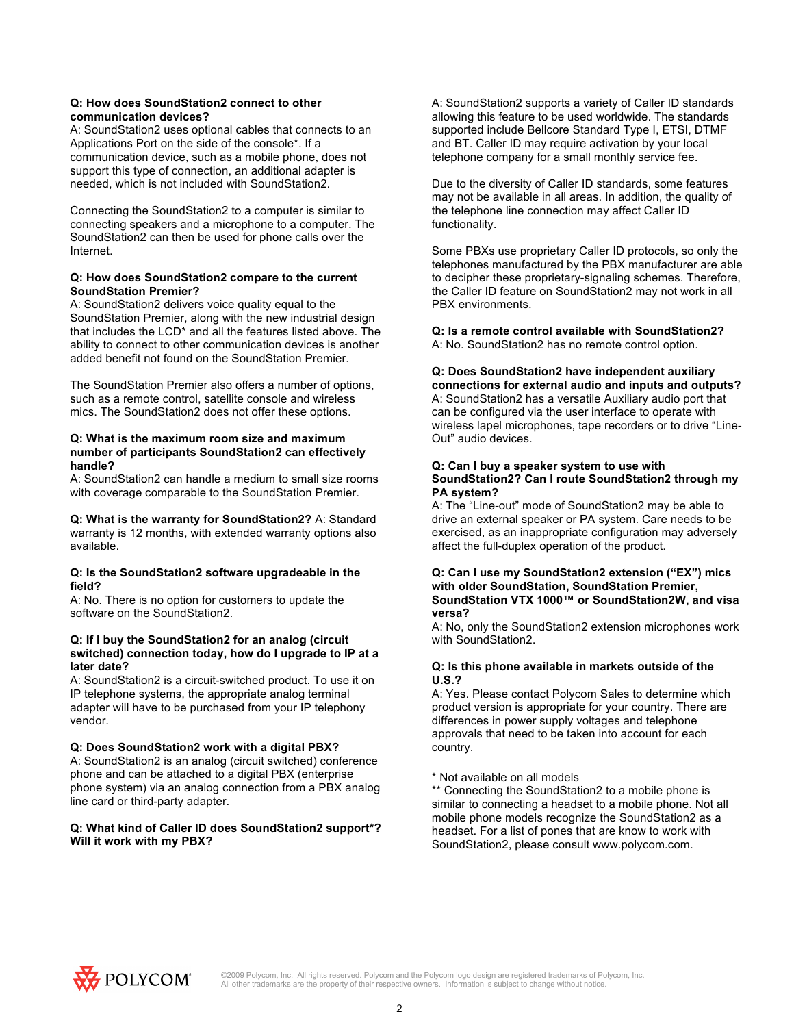**Q: How does SoundStation2 connect to other communication devices?**
A: SoundStation2 uses optional cables that connects to an Applications Port on the side of the console*. If a communication device, such as a mobile phone, does not support this type of connection, an additional adapter is needed, which is not included with SoundStation2.

Connecting the SoundStation2 to a computer is similar to connecting speakers and a microphone to a computer. The SoundStation2 can then be used for phone calls over the Internet.

**Q: How does SoundStation2 compare to the current SoundStation Premier?**
A: SoundStation2 delivers voice quality equal to the SoundStation Premier, along with the new industrial design that includes the LCD* and all the features listed above. The ability to connect to other communication devices is another added benefit not found on the SoundStation Premier.

The SoundStation Premier also offers a number of options, such as a remote control, satellite console and wireless mics. The SoundStation2 does not offer these options.

**Q: What is the maximum room size and maximum number of participants SoundStation2 can effectively handle?**
A: SoundStation2 can handle a medium to small size rooms with coverage comparable to the SoundStation Premier.

**Q: What is the warranty for SoundStation2?** A: Standard warranty is 12 months, with extended warranty options also available.

**Q: Is the SoundStation2 software upgradeable in the field?**
A: No. There is no option for customers to update the software on the SoundStation2.

**Q: If I buy the SoundStation2 for an analog (circuit switched) connection today, how do I upgrade to IP at a later date?**
A: SoundStation2 is a circuit-switched product. To use it on IP telephone systems, the appropriate analog terminal adapter will have to be purchased from your IP telephony vendor.

**Q: Does SoundStation2 work with a digital PBX?**
A: SoundStation2 is an analog (circuit switched) conference phone and can be attached to a digital PBX (enterprise phone system) via an analog connection from a PBX analog line card or third-party adapter.

**Q: What kind of Caller ID does SoundStation2 support*? Will it work with my PBX?**
A: SoundStation2 supports a variety of Caller ID standards allowing this feature to be used worldwide. The standards supported include Bellcore Standard Type I, ETSI, DTMF and BT. Caller ID may require activation by your local telephone company for a small monthly service fee.

Due to the diversity of Caller ID standards, some features may not be available in all areas. In addition, the quality of the telephone line connection may affect Caller ID functionality.

Some PBXs use proprietary Caller ID protocols, so only the telephones manufactured by the PBX manufacturer are able to decipher these proprietary-signaling schemes. Therefore, the Caller ID feature on SoundStation2 may not work in all PBX environments.

**Q: Is a remote control available with SoundStation2?**
A: No. SoundStation2 has no remote control option.

**Q: Does SoundStation2 have independent auxiliary connections for external audio and inputs and outputs?**
A: SoundStation2 has a versatile Auxiliary audio port that can be configured via the user interface to operate with wireless lapel microphones, tape recorders or to drive "Line-Out" audio devices.

**Q: Can I buy a speaker system to use with SoundStation2? Can I route SoundStation2 through my PA system?**
A: The "Line-out" mode of SoundStation2 may be able to drive an external speaker or PA system. Care needs to be exercised, as an inappropriate configuration may adversely affect the full-duplex operation of the product.

**Q: Can I use my SoundStation2 extension ("EX") mics with older SoundStation, SoundStation Premier, SoundStation VTX 1000™ or SoundStation2W, and visa versa?**
A: No, only the SoundStation2 extension microphones work with SoundStation2.

**Q: Is this phone available in markets outside of the U.S.?**
A: Yes. Please contact Polycom Sales to determine which product version is appropriate for your country. There are differences in power supply voltages and telephone approvals that need to be taken into account for each country.

* Not available on all models
** Connecting the SoundStation2 to a mobile phone is similar to connecting a headset to a mobile phone. Not all mobile phone models recognize the SoundStation2 as a headset. For a list of pones that are know to work with SoundStation2, please consult www.polycom.com.

©2009 Polycom, Inc. All rights reserved. Polycom and the Polycom logo design are registered trademarks of Polycom, Inc. All other trademarks are the property of their respective owners. Information is subject to change without notice.